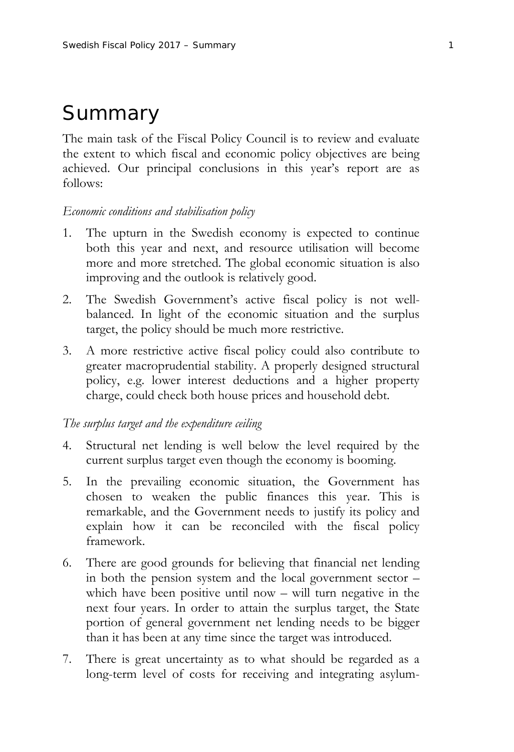# Summary

The main task of the Fiscal Policy Council is to review and evaluate the extent to which fiscal and economic policy objectives are being achieved. Our principal conclusions in this year's report are as follows:

*Economic conditions and stabilisation policy*

1. The upturn in the Swedish economy is expected to continue both this year and next, and resource utilisation will become more and more stretched. The global economic situation is also improving and the outlook is relatively good.
2. The Swedish Government's active fiscal policy is not well-balanced. In light of the economic situation and the surplus target, the policy should be much more restrictive.
3. A more restrictive active fiscal policy could also contribute to greater macroprudential stability. A properly designed structural policy, e.g. lower interest deductions and a higher property charge, could check both house prices and household debt.

*The surplus target and the expenditure ceiling*

4. Structural net lending is well below the level required by the current surplus target even though the economy is booming.
5. In the prevailing economic situation, the Government has chosen to weaken the public finances this year. This is remarkable, and the Government needs to justify its policy and explain how it can be reconciled with the fiscal policy framework.
6. There are good grounds for believing that financial net lending in both the pension system and the local government sector – which have been positive until now – will turn negative in the next four years. In order to attain the surplus target, the State portion of general government net lending needs to be bigger than it has been at any time since the target was introduced.
7. There is great uncertainty as to what should be regarded as a long-term level of costs for receiving and integrating asylum-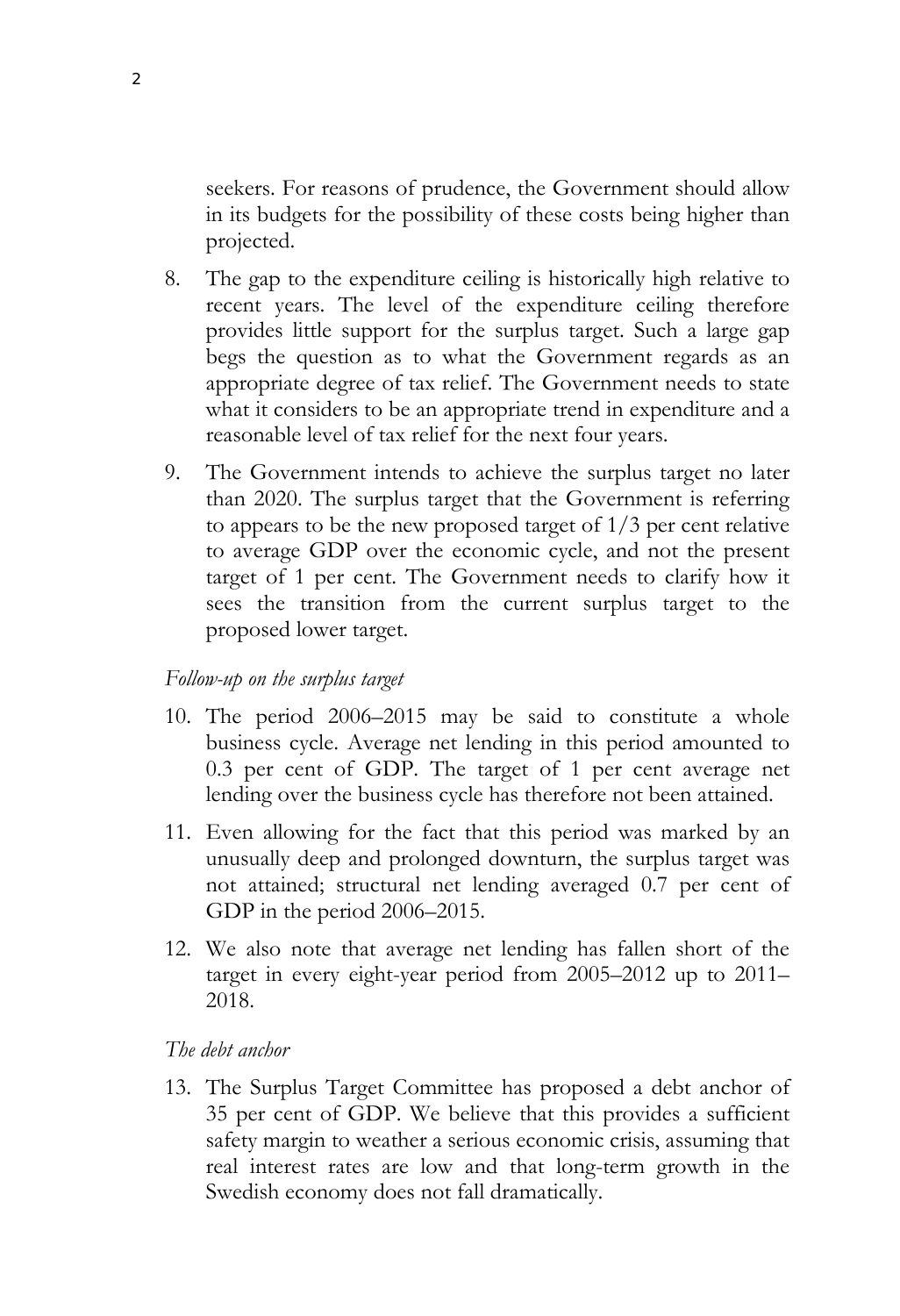seekers. For reasons of prudence, the Government should allow in its budgets for the possibility of these costs being higher than projected.

8. The gap to the expenditure ceiling is historically high relative to recent years. The level of the expenditure ceiling therefore provides little support for the surplus target. Such a large gap begs the question as to what the Government regards as an appropriate degree of tax relief. The Government needs to state what it considers to be an appropriate trend in expenditure and a reasonable level of tax relief for the next four years.
9. The Government intends to achieve the surplus target no later than 2020. The surplus target that the Government is referring to appears to be the new proposed target of 1/3 per cent relative to average GDP over the economic cycle, and not the present target of 1 per cent. The Government needs to clarify how it sees the transition from the current surplus target to the proposed lower target.

*Follow-up on the surplus target*

10. The period 2006–2015 may be said to constitute a whole business cycle. Average net lending in this period amounted to 0.3 per cent of GDP. The target of 1 per cent average net lending over the business cycle has therefore not been attained.
11. Even allowing for the fact that this period was marked by an unusually deep and prolonged downturn, the surplus target was not attained; structural net lending averaged 0.7 per cent of GDP in the period 2006–2015.
12. We also note that average net lending has fallen short of the target in every eight-year period from 2005–2012 up to 2011–2018.

*The debt anchor*

13. The Surplus Target Committee has proposed a debt anchor of 35 per cent of GDP. We believe that this provides a sufficient safety margin to weather a serious economic crisis, assuming that real interest rates are low and that long-term growth in the Swedish economy does not fall dramatically.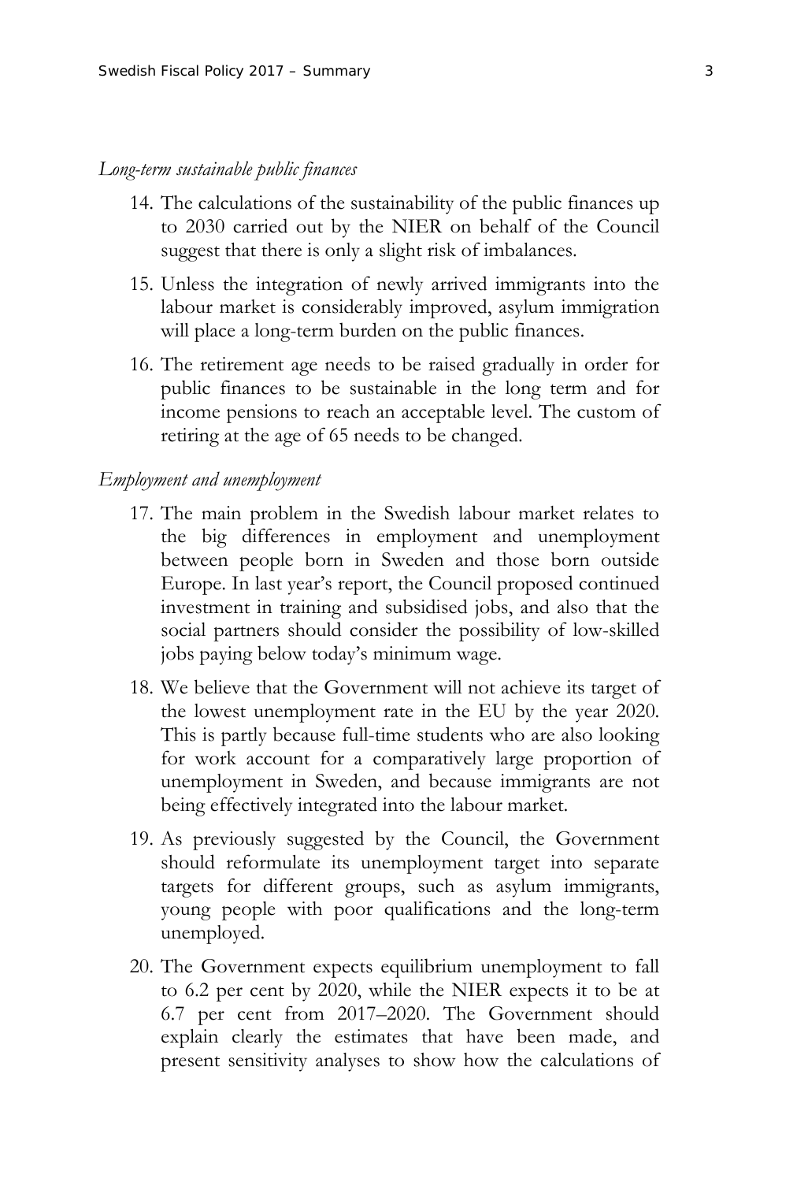*Long-term sustainable public finances*

14. The calculations of the sustainability of the public finances up to 2030 carried out by the NIER on behalf of the Council suggest that there is only a slight risk of imbalances.
15. Unless the integration of newly arrived immigrants into the labour market is considerably improved, asylum immigration will place a long-term burden on the public finances.
16. The retirement age needs to be raised gradually in order for public finances to be sustainable in the long term and for income pensions to reach an acceptable level. The custom of retiring at the age of 65 needs to be changed.

*Employment and unemployment*

17. The main problem in the Swedish labour market relates to the big differences in employment and unemployment between people born in Sweden and those born outside Europe. In last year's report, the Council proposed continued investment in training and subsidised jobs, and also that the social partners should consider the possibility of low-skilled jobs paying below today's minimum wage.
18. We believe that the Government will not achieve its target of the lowest unemployment rate in the EU by the year 2020. This is partly because full-time students who are also looking for work account for a comparatively large proportion of unemployment in Sweden, and because immigrants are not being effectively integrated into the labour market.
19. As previously suggested by the Council, the Government should reformulate its unemployment target into separate targets for different groups, such as asylum immigrants, young people with poor qualifications and the long-term unemployed.
20. The Government expects equilibrium unemployment to fall to 6.2 per cent by 2020, while the NIER expects it to be at 6.7 per cent from 2017–2020. The Government should explain clearly the estimates that have been made, and present sensitivity analyses to show how the calculations of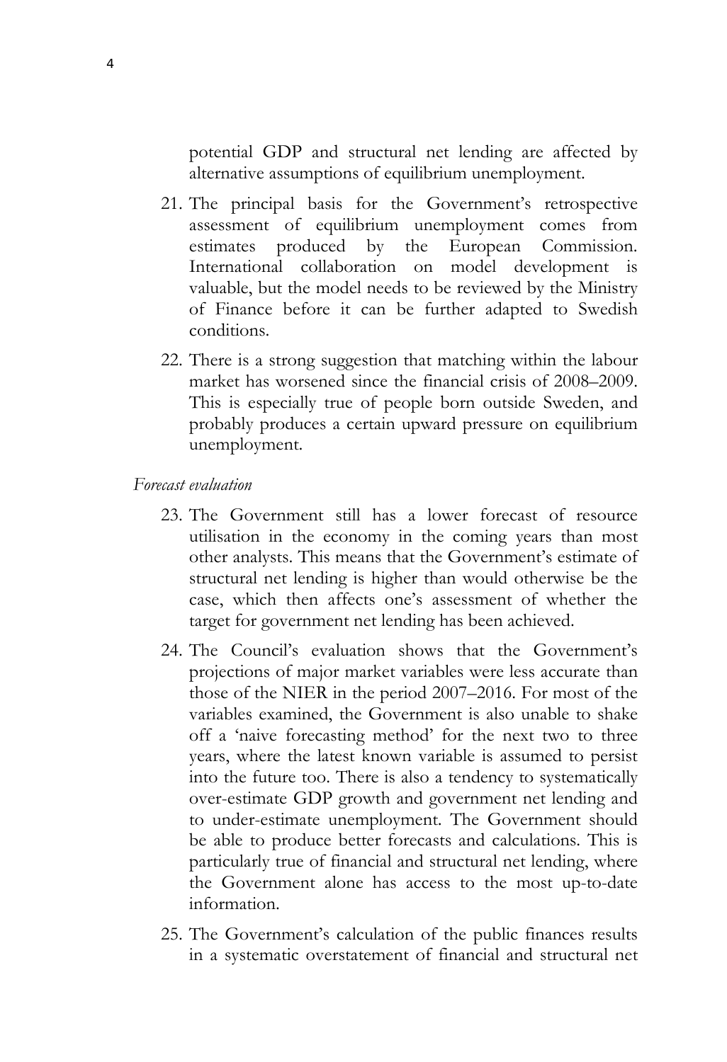potential GDP and structural net lending are affected by alternative assumptions of equilibrium unemployment.

21. The principal basis for the Government's retrospective assessment of equilibrium unemployment comes from estimates produced by the European Commission. International collaboration on model development is valuable, but the model needs to be reviewed by the Ministry of Finance before it can be further adapted to Swedish conditions.

22. There is a strong suggestion that matching within the labour market has worsened since the financial crisis of 2008–2009. This is especially true of people born outside Sweden, and probably produces a certain upward pressure on equilibrium unemployment.

*Forecast evaluation*

23. The Government still has a lower forecast of resource utilisation in the economy in the coming years than most other analysts. This means that the Government's estimate of structural net lending is higher than would otherwise be the case, which then affects one's assessment of whether the target for government net lending has been achieved.

24. The Council's evaluation shows that the Government's projections of major market variables were less accurate than those of the NIER in the period 2007–2016. For most of the variables examined, the Government is also unable to shake off a 'naive forecasting method' for the next two to three years, where the latest known variable is assumed to persist into the future too. There is also a tendency to systematically over-estimate GDP growth and government net lending and to under-estimate unemployment. The Government should be able to produce better forecasts and calculations. This is particularly true of financial and structural net lending, where the Government alone has access to the most up-to-date information.

25. The Government's calculation of the public finances results in a systematic overstatement of financial and structural net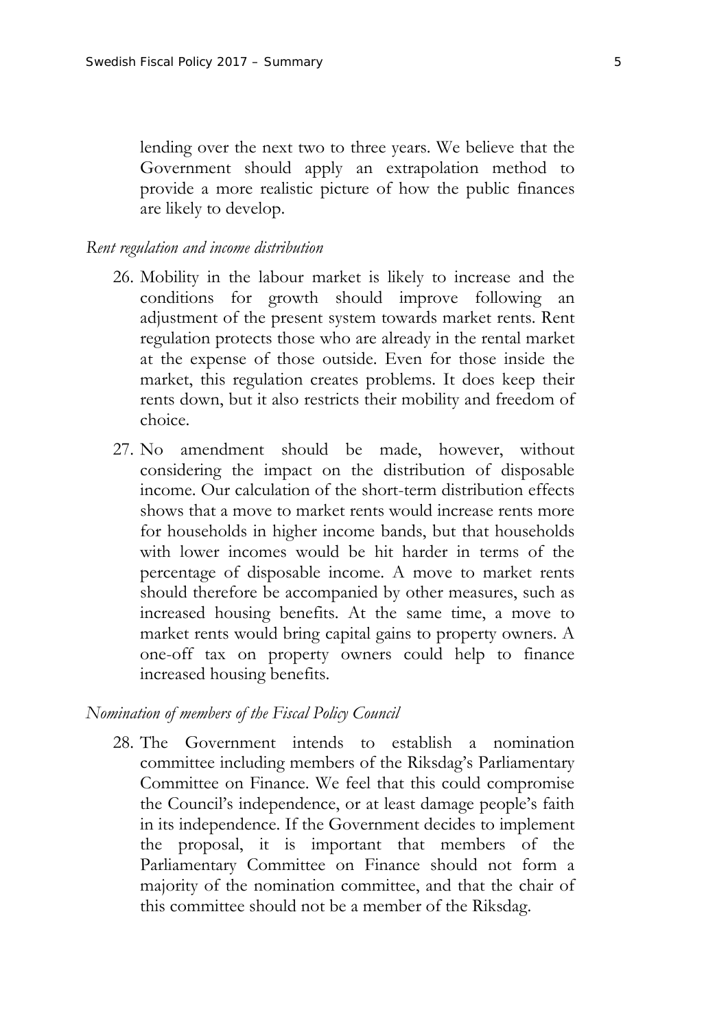lending over the next two to three years. We believe that the Government should apply an extrapolation method to provide a more realistic picture of how the public finances are likely to develop.

*Rent regulation and income distribution*

26. Mobility in the labour market is likely to increase and the conditions for growth should improve following an adjustment of the present system towards market rents. Rent regulation protects those who are already in the rental market at the expense of those outside. Even for those inside the market, this regulation creates problems. It does keep their rents down, but it also restricts their mobility and freedom of choice.

27. No amendment should be made, however, without considering the impact on the distribution of disposable income. Our calculation of the short-term distribution effects shows that a move to market rents would increase rents more for households in higher income bands, but that households with lower incomes would be hit harder in terms of the percentage of disposable income. A move to market rents should therefore be accompanied by other measures, such as increased housing benefits. At the same time, a move to market rents would bring capital gains to property owners. A one-off tax on property owners could help to finance increased housing benefits.

*Nomination of members of the Fiscal Policy Council*

28. The Government intends to establish a nomination committee including members of the Riksdag's Parliamentary Committee on Finance. We feel that this could compromise the Council's independence, or at least damage people's faith in its independence. If the Government decides to implement the proposal, it is important that members of the Parliamentary Committee on Finance should not form a majority of the nomination committee, and that the chair of this committee should not be a member of the Riksdag.